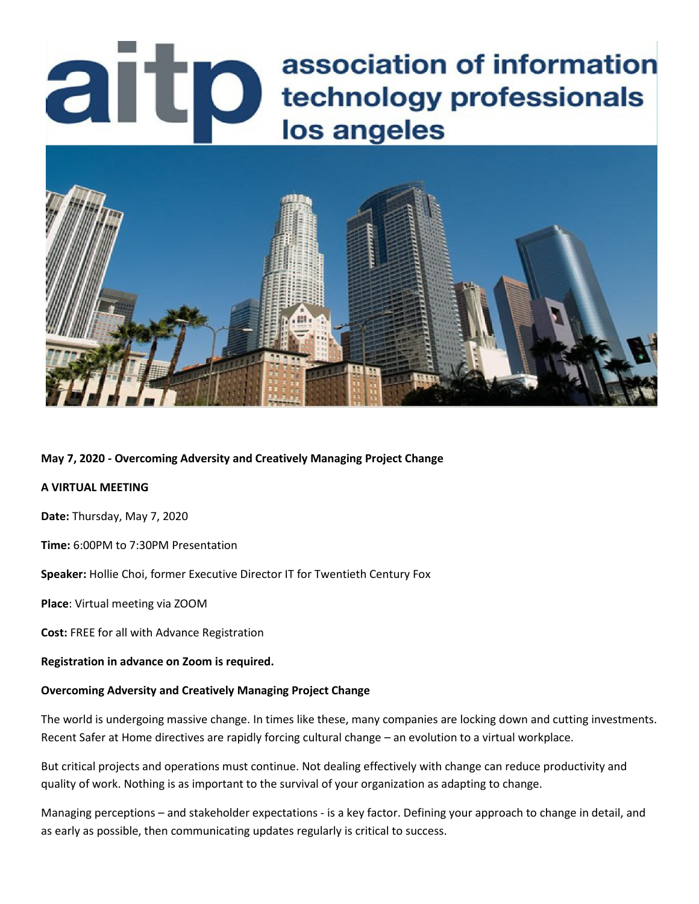# aitp association of information technology professionals los angeles

**May 7, 2020 - Overcoming Adversity and Creatively Managing Project Change**

**A VIRTUAL MEETING**

**Date:** Thursday, May 7, 2020

**Time:** 6:00PM to 7:30PM Presentation

**Speaker:** Hollie Choi, former Executive Director IT for Twentieth Century Fox

**Place**: Virtual meeting via ZOOM

**Cost:** FREE for all with Advance Registration

**Registration in advance on Zoom is required.**

**Overcoming Adversity and Creatively Managing Project Change**

The world is undergoing massive change. In times like these, many companies are locking down and cutting investments. Recent Safer at Home directives are rapidly forcing cultural change – an evolution to a virtual workplace.

But critical projects and operations must continue. Not dealing effectively with change can reduce productivity and quality of work. Nothing is as important to the survival of your organization as adapting to change.

Managing perceptions – and stakeholder expectations - is a key factor. Defining your approach to change in detail, and as early as possible, then communicating updates regularly is critical to success.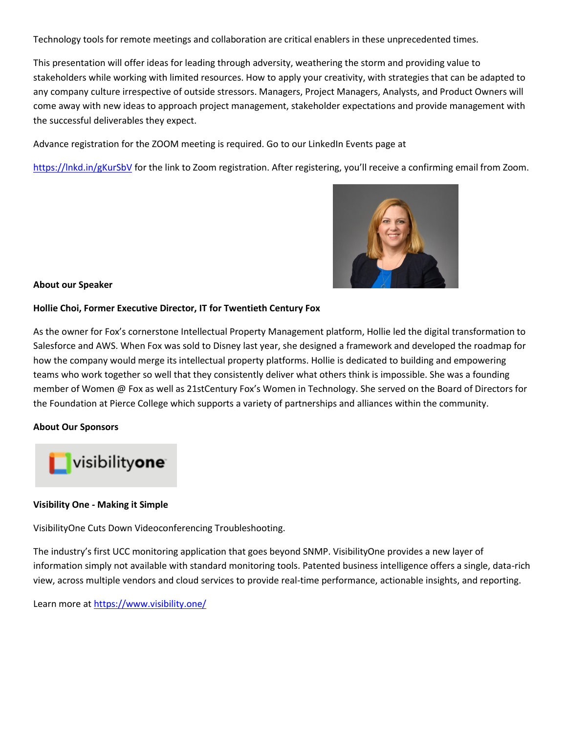Technology tools for remote meetings and collaboration are critical enablers in these unprecedented times.

This presentation will offer ideas for leading through adversity, weathering the storm and providing value to stakeholders while working with limited resources. How to apply your creativity, with strategies that can be adapted to any company culture irrespective of outside stressors. Managers, Project Managers, Analysts, and Product Owners will come away with new ideas to approach project management, stakeholder expectations and provide management with the successful deliverables they expect.

Advance registration for the ZOOM meeting is required. Go to our LinkedIn Events page at

https://lnkd.in/gKurSbV for the link to Zoom registration. After registering, you'll receive a confirming email from Zoom.

**About our Speaker**

**Hollie Choi, Former Executive Director, IT for Twentieth Century Fox**

As the owner for Fox's cornerstone Intellectual Property Management platform, Hollie led the digital transformation to Salesforce and AWS. When Fox was sold to Disney last year, she designed a framework and developed the roadmap for how the company would merge its intellectual property platforms. Hollie is dedicated to building and empowering teams who work together so well that they consistently deliver what others think is impossible. She was a founding member of Women @ Fox as well as 21stCentury Fox's Women in Technology. She served on the Board of Directors for the Foundation at Pierce College which supports a variety of partnerships and alliances within the community.

**About Our Sponsors**

**Visibility One - Making it Simple**

VisibilityOne Cuts Down Videoconferencing Troubleshooting.

The industry's first UCC monitoring application that goes beyond SNMP. VisibilityOne provides a new layer of information simply not available with standard monitoring tools. Patented business intelligence offers a single, data-rich view, across multiple vendors and cloud services to provide real-time performance, actionable insights, and reporting.

Learn more at https://www.visibility.one/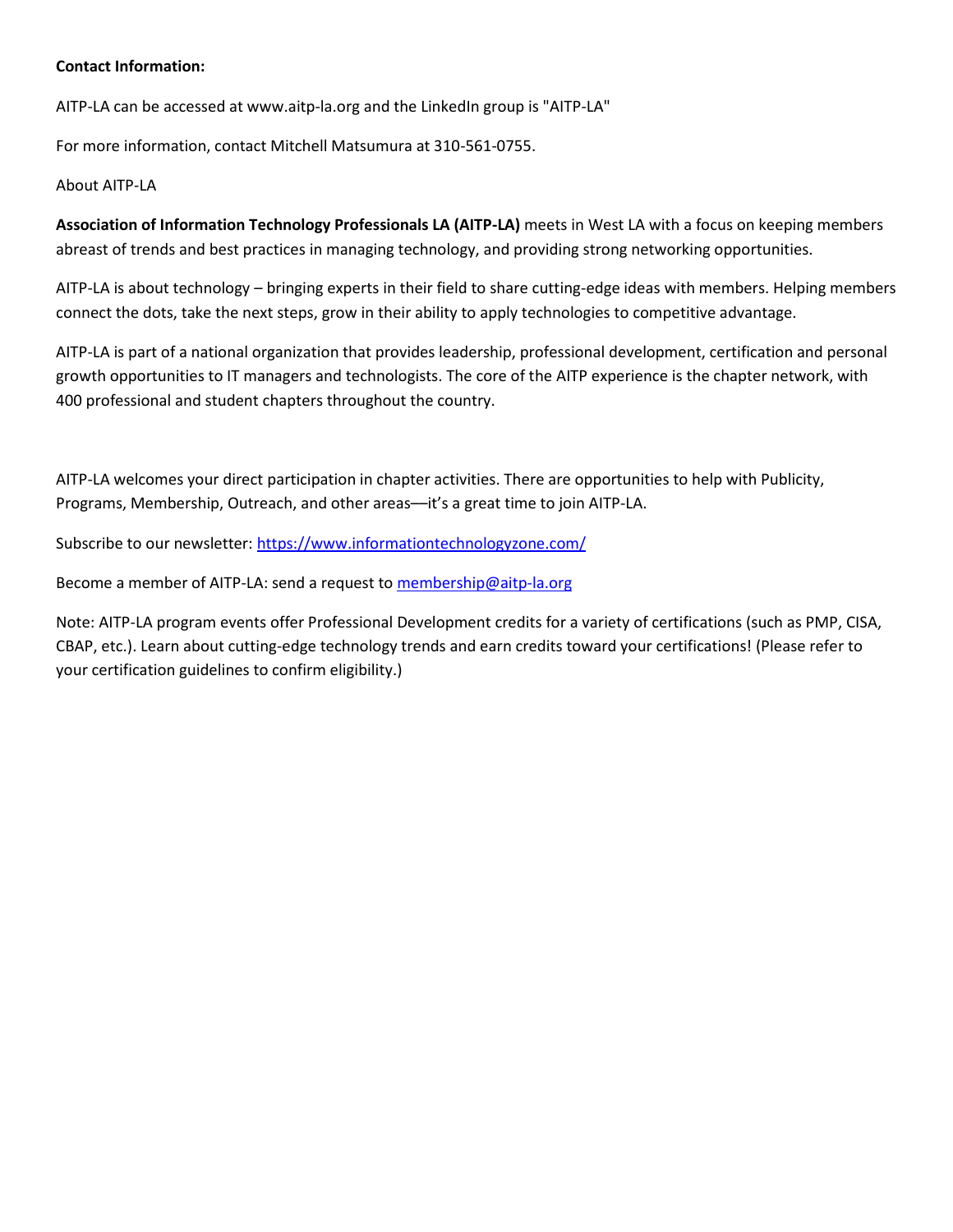**Contact Information:**

AITP-LA can be accessed at www.aitp-la.org and the LinkedIn group is "AITP-LA"

For more information, contact Mitchell Matsumura at 310-561-0755.

About AITP-LA

**Association of Information Technology Professionals LA (AITP-LA)** meets in West LA with a focus on keeping members abreast of trends and best practices in managing technology, and providing strong networking opportunities.

AITP-LA is about technology – bringing experts in their field to share cutting-edge ideas with members. Helping members connect the dots, take the next steps, grow in their ability to apply technologies to competitive advantage.

AITP-LA is part of a national organization that provides leadership, professional development, certification and personal growth opportunities to IT managers and technologists. The core of the AITP experience is the chapter network, with 400 professional and student chapters throughout the country.

AITP-LA welcomes your direct participation in chapter activities. There are opportunities to help with Publicity, Programs, Membership, Outreach, and other areas—it's a great time to join AITP-LA.

Subscribe to our newsletter: [https://www.informationtechnologyzone.com/](https://www.informationtechnologyzone.com/)

Become a member of AITP-LA: send a request to [membership@aitp-la.org](mailto:membership@aitp-la.org)

Note: AITP-LA program events offer Professional Development credits for a variety of certifications (such as PMP, CISA, CBAP, etc.). Learn about cutting-edge technology trends and earn credits toward your certifications! (Please refer to your certification guidelines to confirm eligibility.)